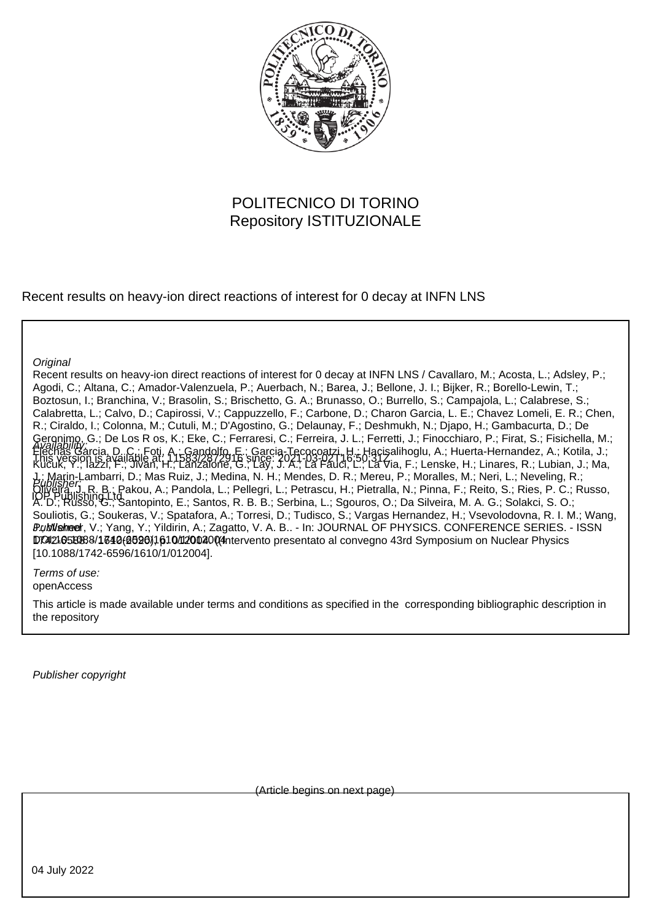POLITECNICO DI TORINO
Repository ISTITUZIONALE

Recent results on heavy-ion direct reactions of interest for 0 decay at INFN LNS

*Original*

Recent results on heavy-ion direct reactions of interest for 0 decay at INFN LNS / Cavallaro, M.; Acosta, L.; Adsley, P.; Agodi, C.; Altana, C.; Amador-Valenzuela, P.; Auerbach, N.; Barea, J.; Bellone, J. I.; Bijker, R.; Borello-Lewin, T.; Boztosun, I.; Branchina, V.; Brasolin, S.; Brischetto, G. A.; Brunasso, O.; Burrello, S.; Campajola, L.; Calabrese, S.; Calabretta, L.; Calvo, D.; Capirossi, V.; Cappuzzello, F.; Carbone, D.; Charon Garcia, L. E.; Chavez Lomeli, E. R.; Chen, R.; Ciraldo, I.; Colonna, M.; Cutuli, M.; D'Agostino, G.; Delaunay, F.; Deshmukh, N.; Djapo, H.; Gambacurta, D.; De Geronimo, G.; De Los R os, K.; Eke, C.; Ferraresi, C.; Ferreira, J. L.; Ferretti, J.; Finocchiaro, P.; Firat, S.; Fisichella, M.; Flechas Garcia, D. C.; Foti, A.; Gandolfo, E.; Garcia-Tecocoatzi, H.; Hacisalihoglu, A.; Huerta-Hernandez, A.; Kotila, J.; Kucuk, Y.; Iazzi, F.; Jivan, H.; Lanzalone, G.; Lay, J. A.; La Fauci, L.; La Via, F.; Lenske, H.; Linares, R.; Lubian, J.; Ma, J.; Marin-Lambarri, D.; Mas Ruiz, J.; Medina, N. H.; Mendes, D. R.; Mereu, P.; Moralles, M.; Neri, L.; Neveling, R.; Oliveira, J. R. B.; Pakou, A.; Pandola, L.; Pellegri, L.; Petrascu, H.; Pietralla, N.; Pinna, F.; Reito, S.; Ries, P. C.; Russo, A. D.; Russo, G.; Santopinto, E.; Santos, R. B. B.; Serbina, L.; Sgouros, O.; Da Silveira, M. A. G.; Solakci, S. O.; Souliotis, G.; Soukeras, V.; Spatafora, A.; Torresi, D.; Tudisco, S.; Vargas Hernandez, H.; Vsevolodovna, R. I. M.; Wang, J.; Werner, V.; Yang, Y.; Yildirin, A.; Zagatto, V. A. B.. - In: JOURNAL OF PHYSICS. CONFERENCE SERIES. - ISSN 1742-6588. - 1610:(2020), p. 012004. (Intervento presentato al convegno 43rd Symposium on Nuclear Physics [10.1088/1742-6596/1610/1/012004].

*Availability:*
This version is available at: 11583/2872916 since: 2021-03-02T16:50:31Z

*Publisher:*
IOP Publishing Ltd

*Published*
DOI:10.1088/1742-6596/1610/1/012004

*Terms of use:*
openAccess

This article is made available under terms and conditions as specified in the corresponding bibliographic description in the repository

*Publisher copyright*

(Article begins on next page)

04 July 2022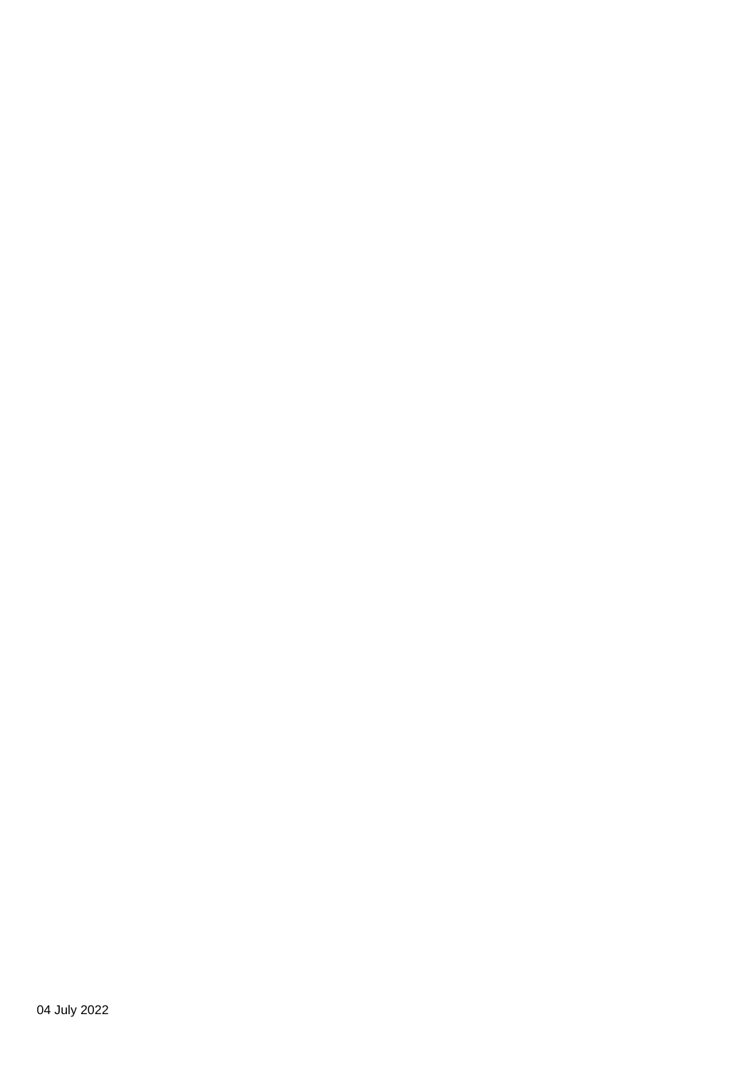04 July 2022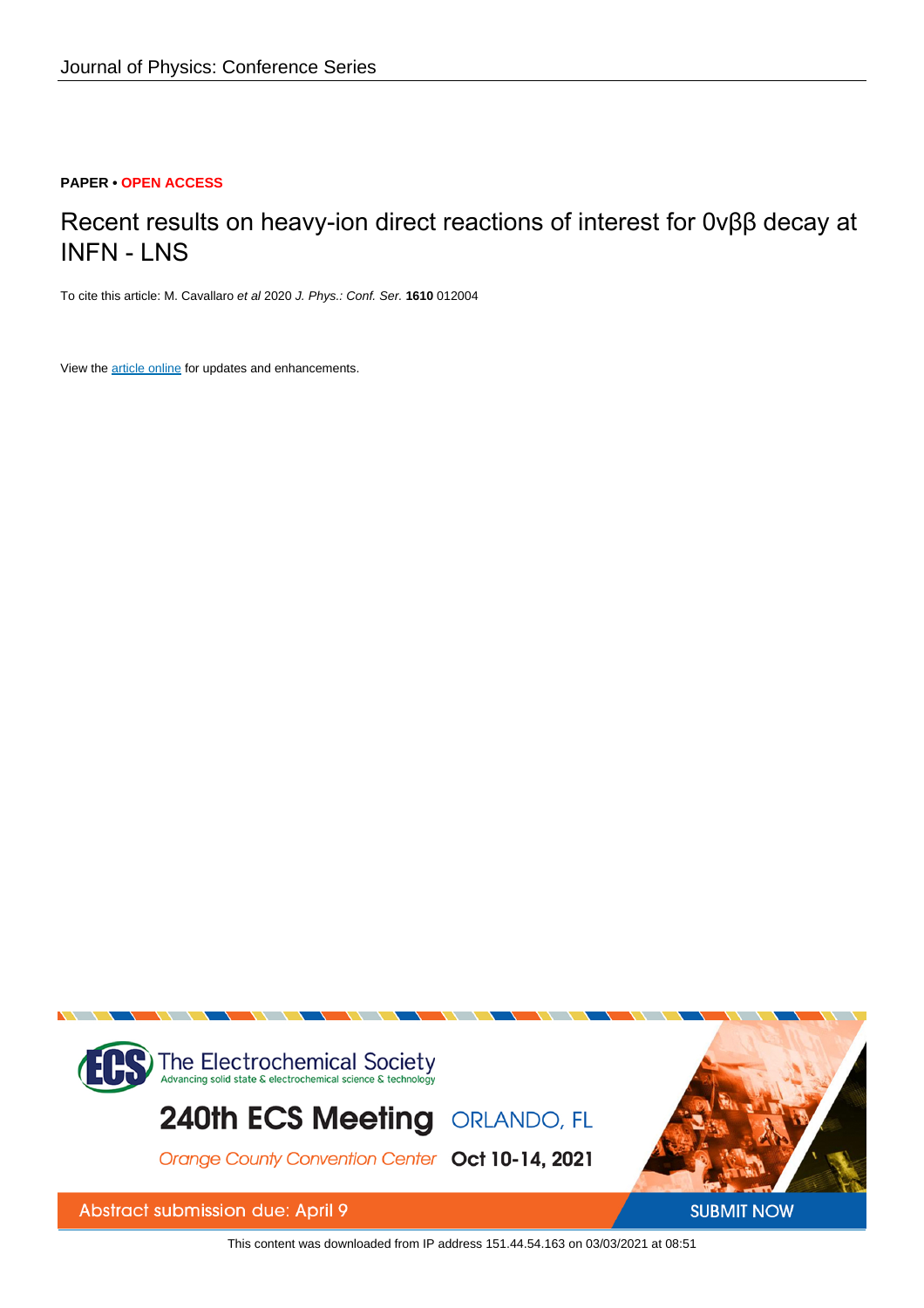Journal of Physics: Conference Series

**PAPER • OPEN ACCESS**

# Recent results on heavy-ion direct reactions of interest for 0νββ decay at INFN - LNS

To cite this article: M. Cavallaro *et al* 2020 *J. Phys.: Conf. Ser.* **1610** 012004

View the article online for updates and enhancements.

This content was downloaded from IP address 151.44.54.163 on 03/03/2021 at 08:51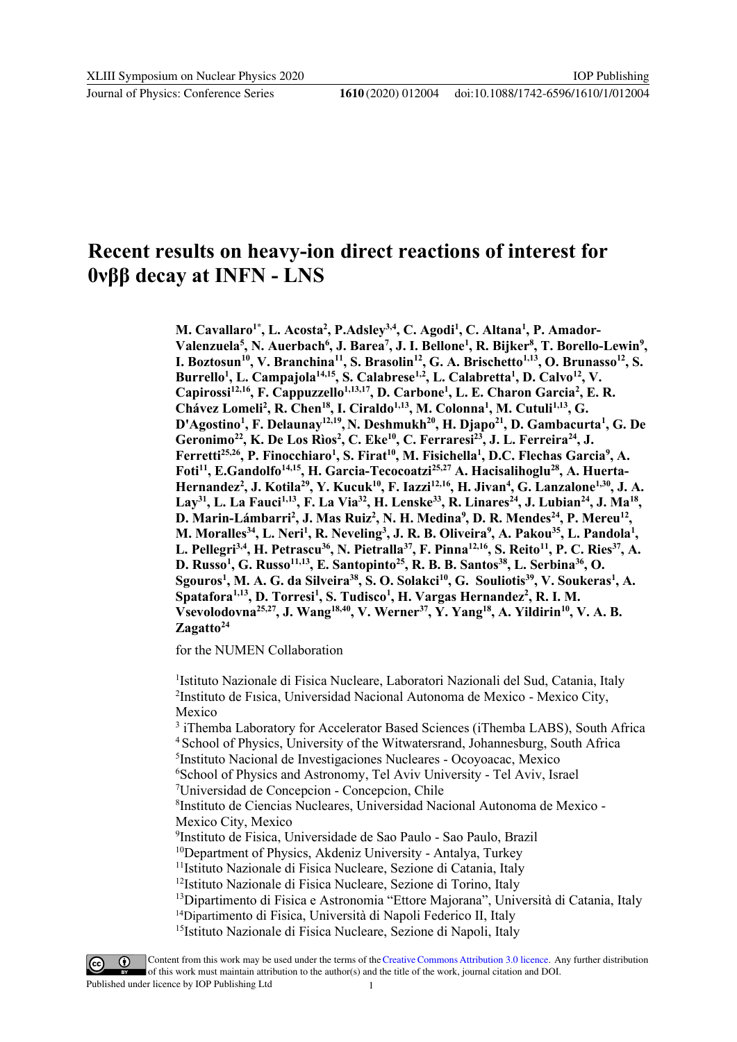# Recent results on heavy-ion direct reactions of interest for 0νββ decay at INFN - LNS

**M. Cavallaro[1*], L. Acosta[2], P.Adsley[3,4], C. Agodi[1], C. Altana[1], P. Amador-Valenzuela[5], N. Auerbach[6], J. Barea[7], J. I. Bellone[1], R. Bijker[8], T. Borello-Lewin[9], I. Boztosun[10], V. Branchina[11], S. Brasolin[12], G. A. Brischetto[1,13], O. Brunasso[12], S. Burrello[1], L. Campajola[14,15], S. Calabrese[1,2], L. Calabretta[1], D. Calvo[12], V. Capirossi[12,16], F. Cappuzzello[1,13,17], D. Carbone[1], L. E. Charon Garcia[2], E. R. Chávez Lomeli[2], R. Chen[18], I. Ciraldo[1,13], M. Colonna[1], M. Cutuli[1,13], G. D'Agostino[1], F. Delaunay[12,19], N. Deshmukh[20], H. Djapo[21], D. Gambacurta[1], G. De Geronimo[22], K. De Los Rìos[2], C. Eke[10], C. Ferraresi[23], J. L. Ferreira[24], J. Ferretti[25,26], P. Finocchiaro[1], S. Firat[10], M. Fisichella[1], D.C. Flechas Garcia[9], A. Foti[11], E.Gandolfo[14,15], H. Garcia-Tecocoatzi[25,27] A. Hacisalihoglu[28], A. Huerta-Hernandez[2], J. Kotila[29], Y. Kucuk[10], F. Iazzi[12,16], H. Jivan[4], G. Lanzalone[1,30], J. A. Lay[31], L. La Fauci[1,13], F. La Via[32], H. Lenske[33], R. Linares[24], J. Lubian[24], J. Ma[18], D. Marin-Lámbarri[2], J. Mas Ruiz[2], N. H. Medina[9], D. R. Mendes[24], P. Mereu[12], M. Moralles[34], L. Neri[1], R. Neveling[3], J. R. B. Oliveira[9], A. Pakou[35], L. Pandola[1], L. Pellegri[3,4], H. Petrascu[36], N. Pietralla[37], F. Pinna[12,16], S. Reito[11], P. C. Ries[37], A. D. Russo[1], G. Russo[11,13], E. Santopinto[25], R. B. B. Santos[38], L. Serbina[36], O. Sgouros[1], M. A. G. da Silveira[38], S. O. Solakci[10], G. Souliotis[39], V. Soukeras[1], A. Spatafora[1,13], D. Torresi[1], S. Tudisco[1], H. Vargas Hernandez[2], R. I. M. Vsevolodovna[25,27], J. Wang[18,40], V. Werner[37], Y. Yang[18], A. Yildirin[10], V. A. B. Zagatto[24]**

for the NUMEN Collaboration

[1]Istituto Nazionale di Fisica Nucleare, Laboratori Nazionali del Sud, Catania, Italy
[2]Instituto de Fısica, Universidad Nacional Autonoma de Mexico - Mexico City, Mexico
[3] iThemba Laboratory for Accelerator Based Sciences (iThemba LABS), South Africa
[4] School of Physics, University of the Witwatersrand, Johannesburg, South Africa
[5]Instituto Nacional de Investigaciones Nucleares - Ocoyoacac, Mexico
[6]School of Physics and Astronomy, Tel Aviv University - Tel Aviv, Israel
[7]Universidad de Concepcion - Concepcion, Chile
[8]Instituto de Ciencias Nucleares, Universidad Nacional Autonoma de Mexico - Mexico City, Mexico
[9]Instituto de Fisica, Universidade de Sao Paulo - Sao Paulo, Brazil
[10]Department of Physics, Akdeniz University - Antalya, Turkey
[11]Istituto Nazionale di Fisica Nucleare, Sezione di Catania, Italy
[12]Istituto Nazionale di Fisica Nucleare, Sezione di Torino, Italy
[13]Dipartimento di Fisica e Astronomia "Ettore Majorana", Università di Catania, Italy
[14]Dipartimento di Fisica, Università di Napoli Federico II, Italy
[15]Istituto Nazionale di Fisica Nucleare, Sezione di Napoli, Italy

Content from this work may be used under the terms of the Creative Commons Attribution 3.0 licence. Any further distribution of this work must maintain attribution to the author(s) and the title of the work, journal citation and DOI.
Published under licence by IOP Publishing Ltd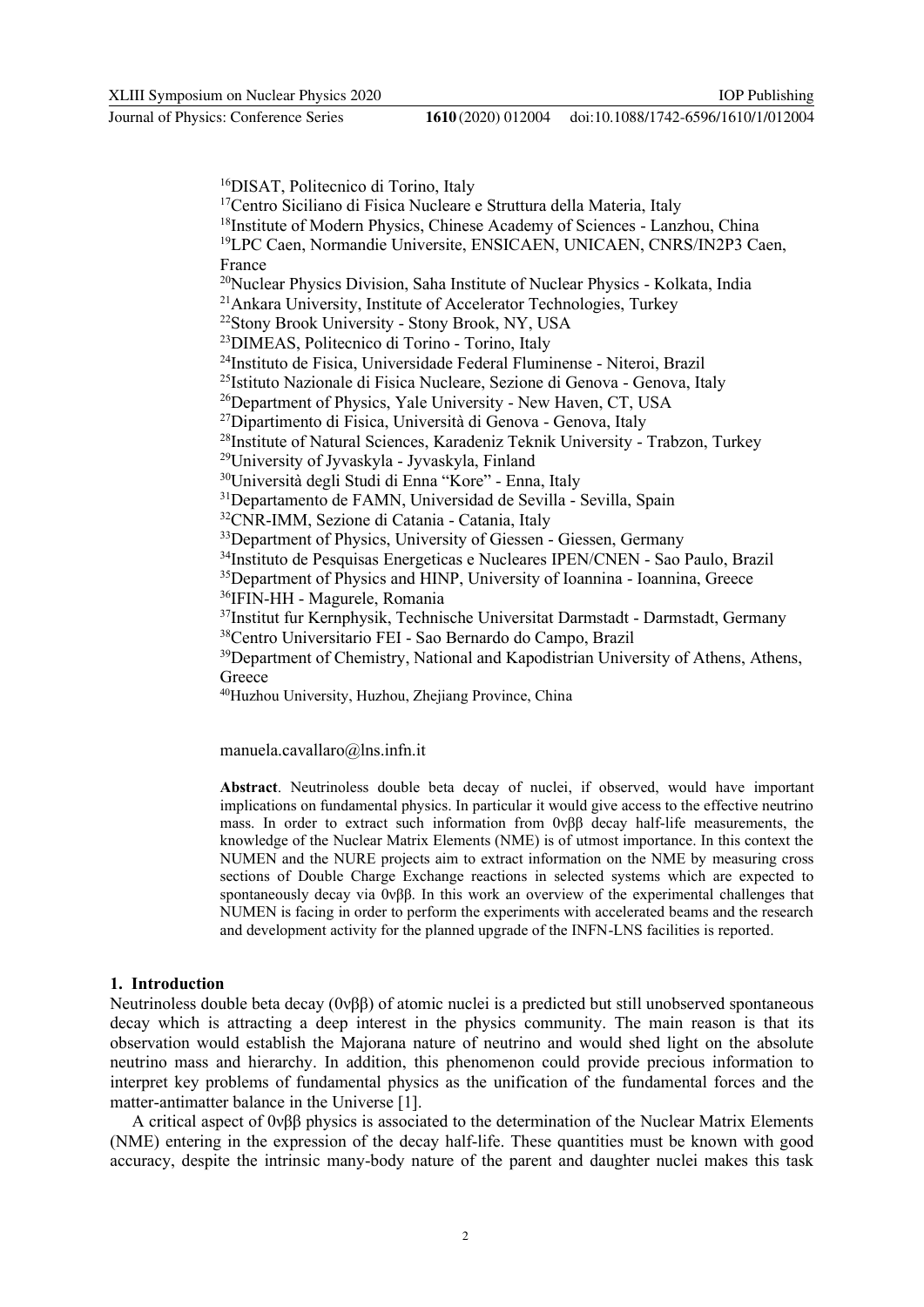[16]DISAT, Politecnico di Torino, Italy
[17]Centro Siciliano di Fisica Nucleare e Struttura della Materia, Italy
[18]Institute of Modern Physics, Chinese Academy of Sciences - Lanzhou, China
[19]LPC Caen, Normandie Universite, ENSICAEN, UNICAEN, CNRS/IN2P3 Caen, France
[20]Nuclear Physics Division, Saha Institute of Nuclear Physics - Kolkata, India
[21]Ankara University, Institute of Accelerator Technologies, Turkey
[22]Stony Brook University - Stony Brook, NY, USA
[23]DIMEAS, Politecnico di Torino - Torino, Italy
[24]Instituto de Fisica, Universidade Federal Fluminense - Niteroi, Brazil
[25]Istituto Nazionale di Fisica Nucleare, Sezione di Genova - Genova, Italy
[26]Department of Physics, Yale University - New Haven, CT, USA
[27]Dipartimento di Fisica, Università di Genova - Genova, Italy
[28]Institute of Natural Sciences, Karadeniz Teknik University - Trabzon, Turkey
[29]University of Jyvaskyla - Jyvaskyla, Finland
[30]Università degli Studi di Enna "Kore" - Enna, Italy
[31]Departamento de FAMN, Universidad de Sevilla - Sevilla, Spain
[32]CNR-IMM, Sezione di Catania - Catania, Italy
[33]Department of Physics, University of Giessen - Giessen, Germany
[34]Instituto de Pesquisas Energeticas e Nucleares IPEN/CNEN - Sao Paulo, Brazil
[35]Department of Physics and HINP, University of Ioannina - Ioannina, Greece
[36]IFIN-HH - Magurele, Romania
[37]Institut fur Kernphysik, Technische Universitat Darmstadt - Darmstadt, Germany
[38]Centro Universitario FEI - Sao Bernardo do Campo, Brazil
[39]Department of Chemistry, National and Kapodistrian University of Athens, Athens, Greece
[40]Huzhou University, Huzhou, Zhejiang Province, China

manuela.cavallaro@lns.infn.it

**Abstract**. Neutrinoless double beta decay of nuclei, if observed, would have important implications on fundamental physics. In particular it would give access to the effective neutrino mass. In order to extract such information from $0\nu\beta\beta$ decay half-life measurements, the knowledge of the Nuclear Matrix Elements (NME) is of utmost importance. In this context the NUMEN and the NURE projects aim to extract information on the NME by measuring cross sections of Double Charge Exchange reactions in selected systems which are expected to spontaneously decay via $0\nu\beta\beta$. In this work an overview of the experimental challenges that NUMEN is facing in order to perform the experiments with accelerated beams and the research and development activity for the planned upgrade of the INFN-LNS facilities is reported.

## 1. Introduction

Neutrinoless double beta decay ($0\nu\beta\beta$) of atomic nuclei is a predicted but still unobserved spontaneous decay which is attracting a deep interest in the physics community. The main reason is that its observation would establish the Majorana nature of neutrino and would shed light on the absolute neutrino mass and hierarchy. In addition, this phenomenon could provide precious information to interpret key problems of fundamental physics as the unification of the fundamental forces and the matter-antimatter balance in the Universe [1].

A critical aspect of $0\nu\beta\beta$ physics is associated to the determination of the Nuclear Matrix Elements (NME) entering in the expression of the decay half-life. These quantities must be known with good accuracy, despite the intrinsic many-body nature of the parent and daughter nuclei makes this task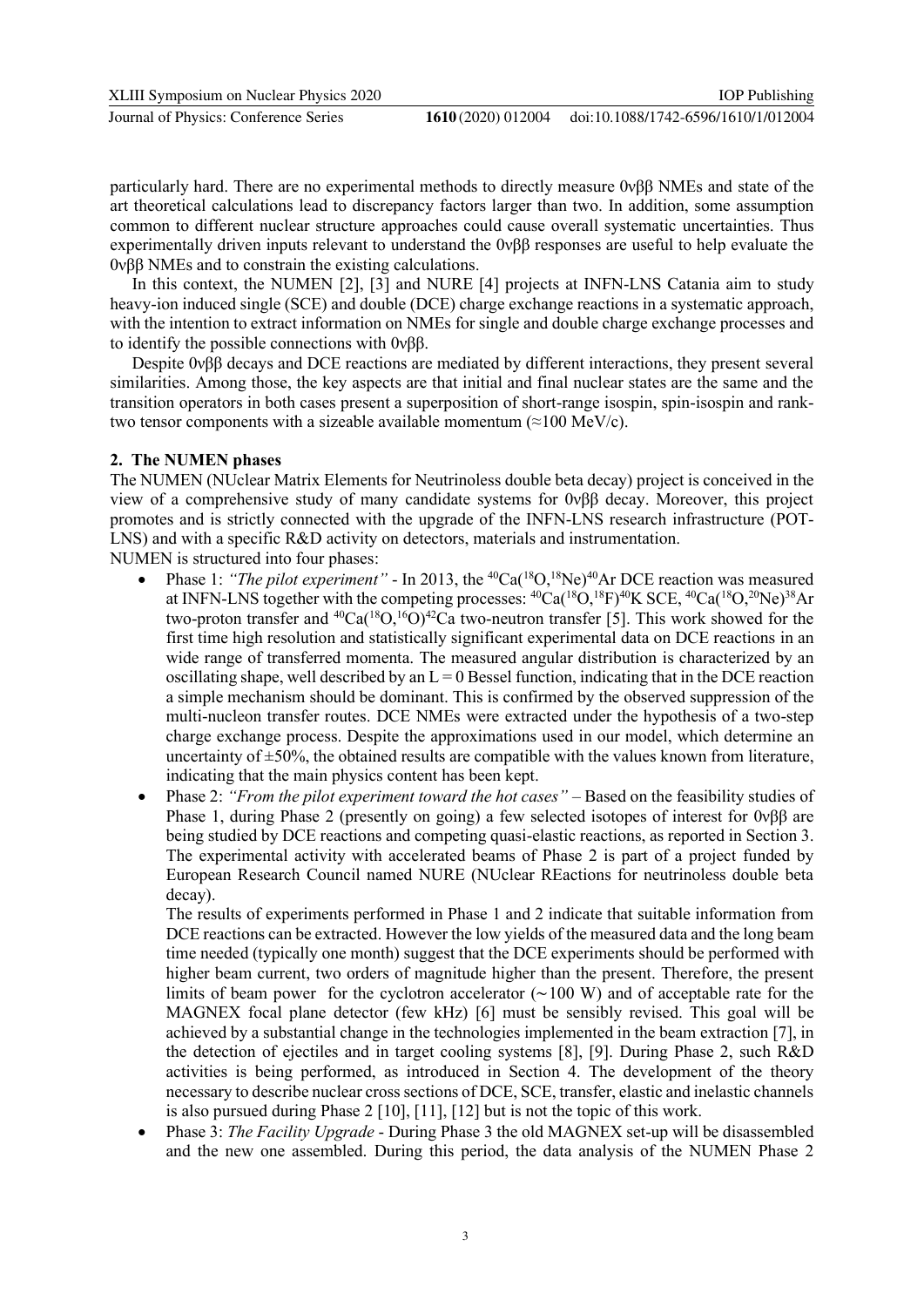particularly hard. There are no experimental methods to directly measure 0νββ NMEs and state of the art theoretical calculations lead to discrepancy factors larger than two. In addition, some assumption common to different nuclear structure approaches could cause overall systematic uncertainties. Thus experimentally driven inputs relevant to understand the 0νββ responses are useful to help evaluate the 0νββ NMEs and to constrain the existing calculations.

In this context, the NUMEN [2], [3] and NURE [4] projects at INFN-LNS Catania aim to study heavy-ion induced single (SCE) and double (DCE) charge exchange reactions in a systematic approach, with the intention to extract information on NMEs for single and double charge exchange processes and to identify the possible connections with 0νββ.

Despite 0νββ decays and DCE reactions are mediated by different interactions, they present several similarities. Among those, the key aspects are that initial and final nuclear states are the same and the transition operators in both cases present a superposition of short-range isospin, spin-isospin and rank-two tensor components with a sizeable available momentum (≈100 MeV/c).

## 2. The NUMEN phases

The NUMEN (NUclear Matrix Elements for Neutrinoless double beta decay) project is conceived in the view of a comprehensive study of many candidate systems for 0νββ decay. Moreover, this project promotes and is strictly connected with the upgrade of the INFN-LNS research infrastructure (POT-LNS) and with a specific R&D activity on detectors, materials and instrumentation.

NUMEN is structured into four phases:

- Phase 1: *"The pilot experiment"* - In 2013, the $^{40}$Ca($^{18}$O,$^{18}$Ne)$^{40}$Ar DCE reaction was measured at INFN-LNS together with the competing processes: $^{40}$Ca($^{18}$O,$^{18}$F)$^{40}$K SCE, $^{40}$Ca($^{18}$O,$^{20}$Ne)$^{38}$Ar two-proton transfer and $^{40}$Ca($^{18}$O,$^{16}$O)$^{42}$Ca two-neutron transfer [5]. This work showed for the first time high resolution and statistically significant experimental data on DCE reactions in an wide range of transferred momenta. The measured angular distribution is characterized by an oscillating shape, well described by an $L = 0$ Bessel function, indicating that in the DCE reaction a simple mechanism should be dominant. This is confirmed by the observed suppression of the multi-nucleon transfer routes. DCE NMEs were extracted under the hypothesis of a two-step charge exchange process. Despite the approximations used in our model, which determine an uncertainty of ±50%, the obtained results are compatible with the values known from literature, indicating that the main physics content has been kept.
- Phase 2: *"From the pilot experiment toward the hot cases"* – Based on the feasibility studies of Phase 1, during Phase 2 (presently on going) a few selected isotopes of interest for 0νββ are being studied by DCE reactions and competing quasi-elastic reactions, as reported in Section 3. The experimental activity with accelerated beams of Phase 2 is part of a project funded by European Research Council named NURE (NUclear REactions for neutrinoless double beta decay).

  The results of experiments performed in Phase 1 and 2 indicate that suitable information from DCE reactions can be extracted. However the low yields of the measured data and the long beam time needed (typically one month) suggest that the DCE experiments should be performed with higher beam current, two orders of magnitude higher than the present. Therefore, the present limits of beam power for the cyclotron accelerator (∼100 W) and of acceptable rate for the MAGNEX focal plane detector (few kHz) [6] must be sensibly revised. This goal will be achieved by a substantial change in the technologies implemented in the beam extraction [7], in the detection of ejectiles and in target cooling systems [8], [9]. During Phase 2, such R&D activities is being performed, as introduced in Section 4. The development of the theory necessary to describe nuclear cross sections of DCE, SCE, transfer, elastic and inelastic channels is also pursued during Phase 2 [10], [11], [12] but is not the topic of this work.
- Phase 3: *The Facility Upgrade* - During Phase 3 the old MAGNEX set-up will be disassembled and the new one assembled. During this period, the data analysis of the NUMEN Phase 2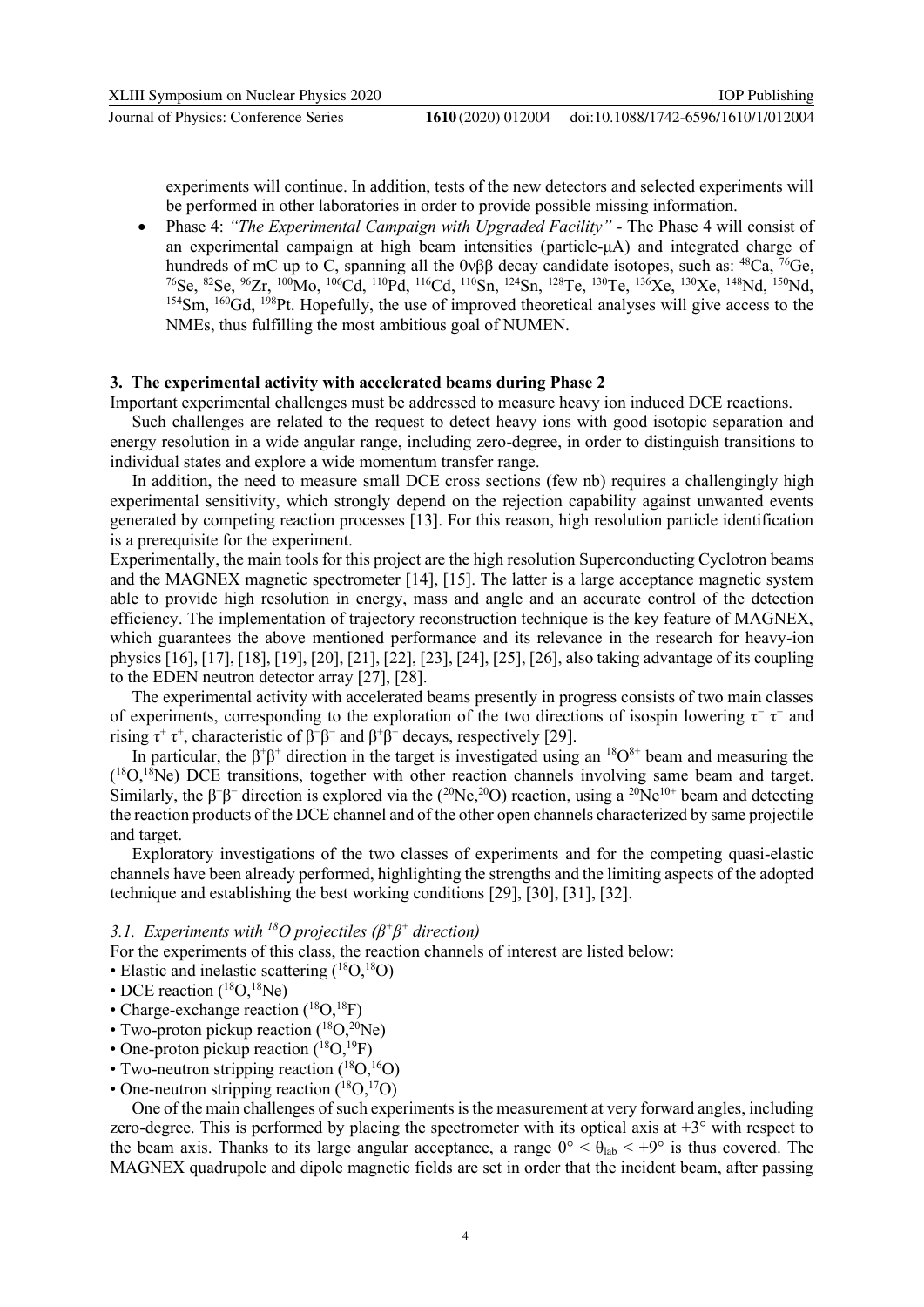experiments will continue. In addition, tests of the new detectors and selected experiments will be performed in other laboratories in order to provide possible missing information.

- Phase 4: *"The Experimental Campaign with Upgraded Facility"* - The Phase 4 will consist of an experimental campaign at high beam intensities (particle-μA) and integrated charge of hundreds of mC up to C, spanning all the $0\nu\beta\beta$ decay candidate isotopes, such as: $^{48}$Ca, $^{76}$Ge, $^{76}$Se, $^{82}$Se, $^{96}$Zr, $^{100}$Mo, $^{106}$Cd, $^{110}$Pd, $^{116}$Cd, $^{110}$Sn, $^{124}$Sn, $^{128}$Te, $^{130}$Te, $^{136}$Xe, $^{130}$Xe, $^{148}$Nd, $^{150}$Nd, $^{154}$Sm, $^{160}$Gd, $^{198}$Pt. Hopefully, the use of improved theoretical analyses will give access to the NMEs, thus fulfilling the most ambitious goal of NUMEN.

## 3. The experimental activity with accelerated beams during Phase 2

Important experimental challenges must be addressed to measure heavy ion induced DCE reactions.

Such challenges are related to the request to detect heavy ions with good isotopic separation and energy resolution in a wide angular range, including zero-degree, in order to distinguish transitions to individual states and explore a wide momentum transfer range.

In addition, the need to measure small DCE cross sections (few nb) requires a challengingly high experimental sensitivity, which strongly depend on the rejection capability against unwanted events generated by competing reaction processes [13]. For this reason, high resolution particle identification is a prerequisite for the experiment.

Experimentally, the main tools for this project are the high resolution Superconducting Cyclotron beams and the MAGNEX magnetic spectrometer [14], [15]. The latter is a large acceptance magnetic system able to provide high resolution in energy, mass and angle and an accurate control of the detection efficiency. The implementation of trajectory reconstruction technique is the key feature of MAGNEX, which guarantees the above mentioned performance and its relevance in the research for heavy-ion physics [16], [17], [18], [19], [20], [21], [22], [23], [24], [25], [26], also taking advantage of its coupling to the EDEN neutron detector array [27], [28].

The experimental activity with accelerated beams presently in progress consists of two main classes of experiments, corresponding to the exploration of the two directions of isospin lowering $\tau^- \tau^-$ and rising $\tau^+ \tau^+$, characteristic of $\beta^-\beta^-$ and $\beta^+\beta^+$ decays, respectively [29].

In particular, the $\beta^+\beta^+$ direction in the target is investigated using an $^{18}$O$^{8+}$ beam and measuring the ($^{18}$O,$^{18}$Ne) DCE transitions, together with other reaction channels involving same beam and target. Similarly, the $\beta^-\beta^-$ direction is explored via the ($^{20}$Ne,$^{20}$O) reaction, using a $^{20}$Ne$^{10+}$ beam and detecting the reaction products of the DCE channel and of the other open channels characterized by same projectile and target.

Exploratory investigations of the two classes of experiments and for the competing quasi-elastic channels have been already performed, highlighting the strengths and the limiting aspects of the adopted technique and establishing the best working conditions [29], [30], [31], [32].

### 3.1. Experiments with $^{18}$O projectiles ($\beta^+\beta^+$ direction)

For the experiments of this class, the reaction channels of interest are listed below:

- Elastic and inelastic scattering ($^{18}$O,$^{18}$O)
- DCE reaction ($^{18}$O,$^{18}$Ne)
- Charge-exchange reaction ($^{18}$O,$^{18}$F)
- Two-proton pickup reaction ($^{18}$O,$^{20}$Ne)
- One-proton pickup reaction ($^{18}$O,$^{19}$F)
- Two-neutron stripping reaction ($^{18}$O,$^{16}$O)
- One-neutron stripping reaction ($^{18}$O,$^{17}$O)

One of the main challenges of such experiments is the measurement at very forward angles, including zero-degree. This is performed by placing the spectrometer with its optical axis at +3° with respect to the beam axis. Thanks to its large angular acceptance, a range $0° < \theta_{lab} < +9°$ is thus covered. The MAGNEX quadrupole and dipole magnetic fields are set in order that the incident beam, after passing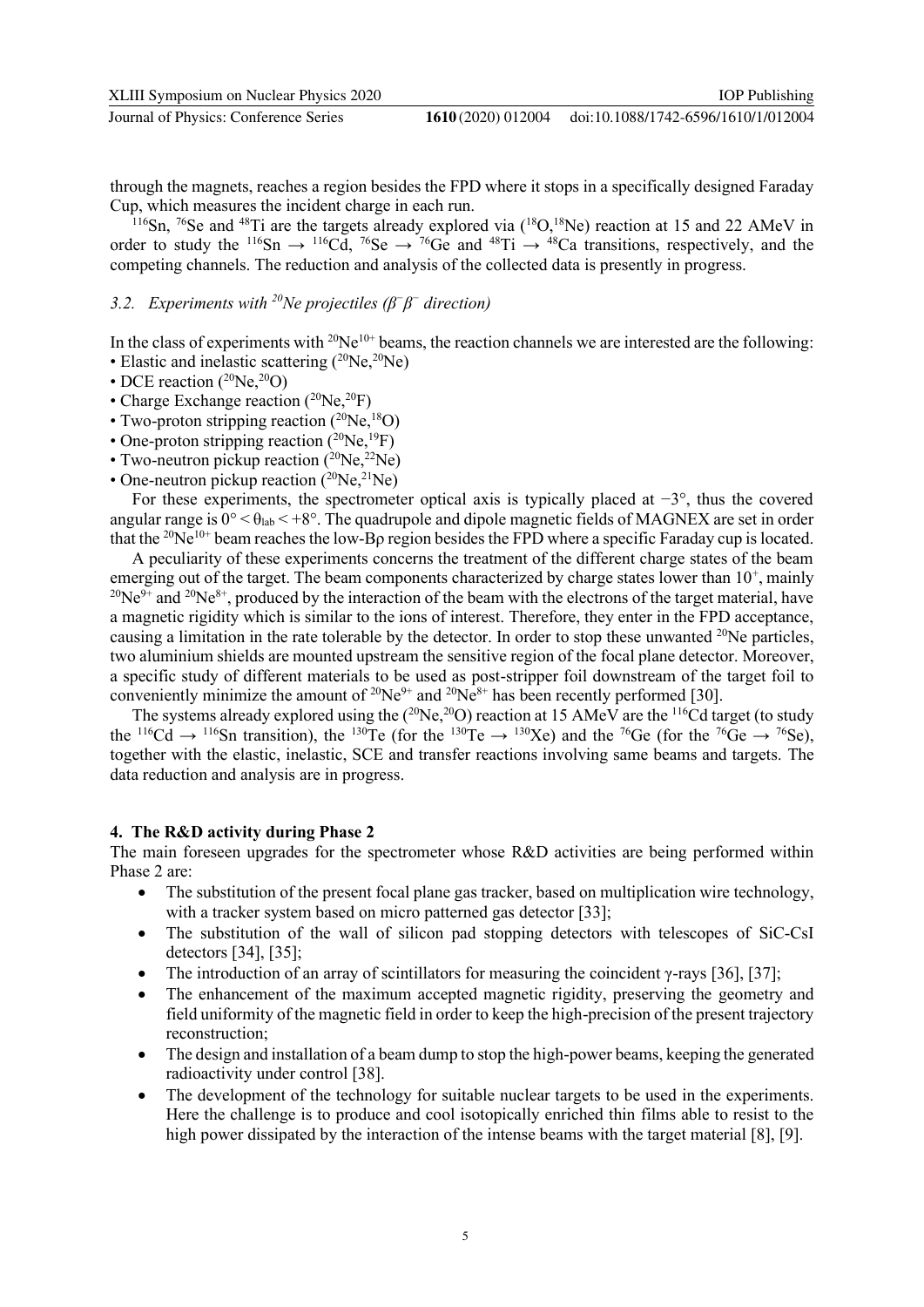through the magnets, reaches a region besides the FPD where it stops in a specifically designed Faraday Cup, which measures the incident charge in each run.

$^{116}$Sn, $^{76}$Se and $^{48}$Ti are the targets already explored via ($^{18}$O,$^{18}$Ne) reaction at 15 and 22 AMeV in order to study the $^{116}$Sn → $^{116}$Cd, $^{76}$Se → $^{76}$Ge and $^{48}$Ti → $^{48}$Ca transitions, respectively, and the competing channels. The reduction and analysis of the collected data is presently in progress.

### *3.2. Experiments with $^{20}$Ne projectiles ($\beta^-\beta^-$ direction)*

In the class of experiments with $^{20}Ne^{10+}$ beams, the reaction channels we are interested are the following:

- Elastic and inelastic scattering ($^{20}$Ne,$^{20}$Ne)
- DCE reaction ($^{20}$Ne,$^{20}$O)
- Charge Exchange reaction ($^{20}$Ne,$^{20}$F)
- Two-proton stripping reaction ($^{20}$Ne,$^{18}$O)
- One-proton stripping reaction ($^{20}$Ne,$^{19}$F)
- Two-neutron pickup reaction ($^{20}$Ne,$^{22}$Ne)
- One-neutron pickup reaction ($^{20}$Ne,$^{21}$Ne)

For these experiments, the spectrometer optical axis is typically placed at −3°, thus the covered angular range is $0° < \theta_{lab} < +8°$. The quadrupole and dipole magnetic fields of MAGNEX are set in order that the $^{20}Ne^{10+}$ beam reaches the low-Bρ region besides the FPD where a specific Faraday cup is located.

A peculiarity of these experiments concerns the treatment of the different charge states of the beam emerging out of the target. The beam components characterized by charge states lower than $10^+$, mainly $^{20}Ne^{9+}$ and $^{20}Ne^{8+}$, produced by the interaction of the beam with the electrons of the target material, have a magnetic rigidity which is similar to the ions of interest. Therefore, they enter in the FPD acceptance, causing a limitation in the rate tolerable by the detector. In order to stop these unwanted $^{20}$Ne particles, two aluminium shields are mounted upstream the sensitive region of the focal plane detector. Moreover, a specific study of different materials to be used as post-stripper foil downstream of the target foil to conveniently minimize the amount of $^{20}Ne^{9+}$ and $^{20}Ne^{8+}$ has been recently performed [30].

The systems already explored using the ($^{20}$Ne,$^{20}$O) reaction at 15 AMeV are the $^{116}$Cd target (to study the $^{116}$Cd → $^{116}$Sn transition), the $^{130}$Te (for the $^{130}$Te → $^{130}$Xe) and the $^{76}$Ge (for the $^{76}$Ge → $^{76}$Se), together with the elastic, inelastic, SCE and transfer reactions involving same beams and targets. The data reduction and analysis are in progress.

## 4. The R&D activity during Phase 2

The main foreseen upgrades for the spectrometer whose R&D activities are being performed within Phase 2 are:

- The substitution of the present focal plane gas tracker, based on multiplication wire technology, with a tracker system based on micro patterned gas detector [33];
- The substitution of the wall of silicon pad stopping detectors with telescopes of SiC-CsI detectors [34], [35];
- The introduction of an array of scintillators for measuring the coincident γ-rays [36], [37];
- The enhancement of the maximum accepted magnetic rigidity, preserving the geometry and field uniformity of the magnetic field in order to keep the high-precision of the present trajectory reconstruction;
- The design and installation of a beam dump to stop the high-power beams, keeping the generated radioactivity under control [38].
- The development of the technology for suitable nuclear targets to be used in the experiments. Here the challenge is to produce and cool isotopically enriched thin films able to resist to the high power dissipated by the interaction of the intense beams with the target material [8], [9].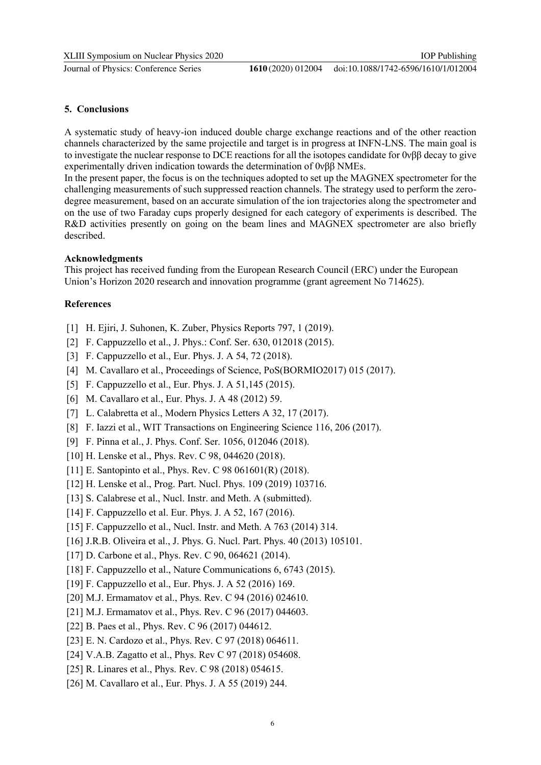## 5. Conclusions

A systematic study of heavy-ion induced double charge exchange reactions and of the other reaction channels characterized by the same projectile and target is in progress at INFN-LNS. The main goal is to investigate the nuclear response to DCE reactions for all the isotopes candidate for $0\nu\beta\beta$ decay to give experimentally driven indication towards the determination of $0\nu\beta\beta$ NMEs.

In the present paper, the focus is on the techniques adopted to set up the MAGNEX spectrometer for the challenging measurements of such suppressed reaction channels. The strategy used to perform the zero-degree measurement, based on an accurate simulation of the ion trajectories along the spectrometer and on the use of two Faraday cups properly designed for each category of experiments is described. The R&D activities presently on going on the beam lines and MAGNEX spectrometer are also briefly described.

**Acknowledgments**

This project has received funding from the European Research Council (ERC) under the European Union's Horizon 2020 research and innovation programme (grant agreement No 714625).

**References**

[1] H. Ejiri, J. Suhonen, K. Zuber, Physics Reports 797, 1 (2019).
[2] F. Cappuzzello et al., J. Phys.: Conf. Ser. 630, 012018 (2015).
[3] F. Cappuzzello et al., Eur. Phys. J. A 54, 72 (2018).
[4] M. Cavallaro et al., Proceedings of Science, PoS(BORMIO2017) 015 (2017).
[5] F. Cappuzzello et al., Eur. Phys. J. A 51,145 (2015).
[6] M. Cavallaro et al., Eur. Phys. J. A 48 (2012) 59.
[7] L. Calabretta et al., Modern Physics Letters A 32, 17 (2017).
[8] F. Iazzi et al., WIT Transactions on Engineering Science 116, 206 (2017).
[9] F. Pinna et al., J. Phys. Conf. Ser. 1056, 012046 (2018).
[10] H. Lenske et al., Phys. Rev. C 98, 044620 (2018).
[11] E. Santopinto et al., Phys. Rev. C 98 061601(R) (2018).
[12] H. Lenske et al., Prog. Part. Nucl. Phys. 109 (2019) 103716.
[13] S. Calabrese et al., Nucl. Instr. and Meth. A (submitted).
[14] F. Cappuzzello et al. Eur. Phys. J. A 52, 167 (2016).
[15] F. Cappuzzello et al., Nucl. Instr. and Meth. A 763 (2014) 314.
[16] J.R.B. Oliveira et al., J. Phys. G. Nucl. Part. Phys. 40 (2013) 105101.
[17] D. Carbone et al., Phys. Rev. C 90, 064621 (2014).
[18] F. Cappuzzello et al., Nature Communications 6, 6743 (2015).
[19] F. Cappuzzello et al., Eur. Phys. J. A 52 (2016) 169.
[20] M.J. Ermamatov et al., Phys. Rev. C 94 (2016) 024610.
[21] M.J. Ermamatov et al., Phys. Rev. C 96 (2017) 044603.
[22] B. Paes et al., Phys. Rev. C 96 (2017) 044612.
[23] E. N. Cardozo et al., Phys. Rev. C 97 (2018) 064611.
[24] V.A.B. Zagatto et al., Phys. Rev C 97 (2018) 054608.
[25] R. Linares et al., Phys. Rev. C 98 (2018) 054615.
[26] M. Cavallaro et al., Eur. Phys. J. A 55 (2019) 244.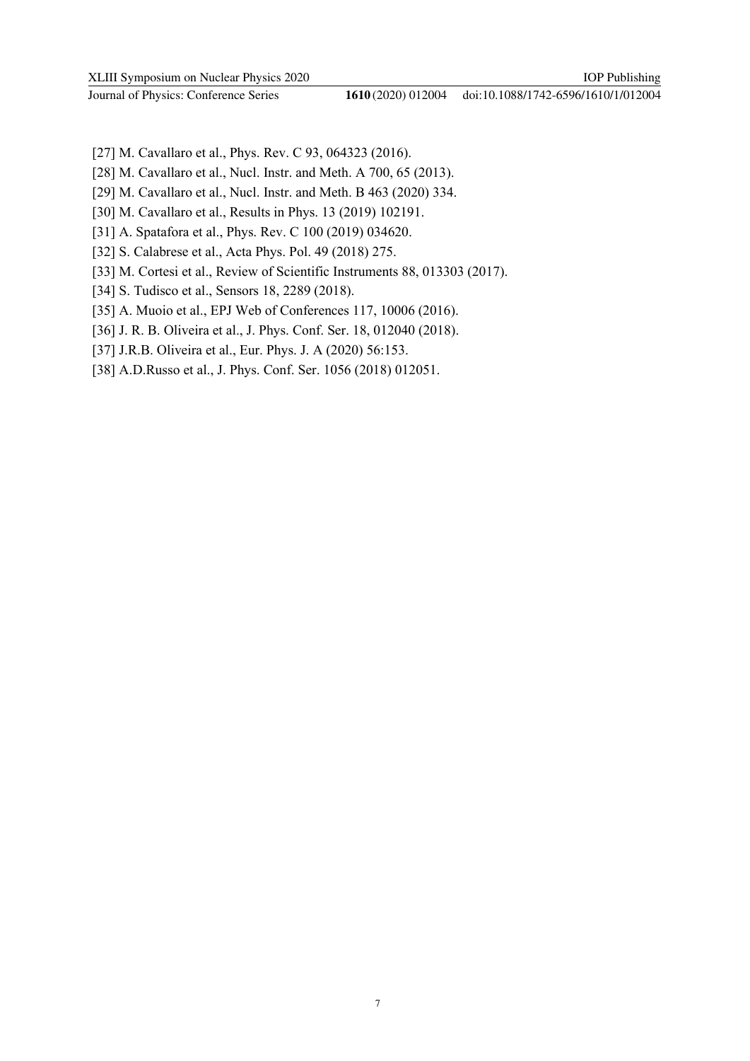[27] M. Cavallaro et al., Phys. Rev. C 93, 064323 (2016).
[28] M. Cavallaro et al., Nucl. Instr. and Meth. A 700, 65 (2013).
[29] M. Cavallaro et al., Nucl. Instr. and Meth. B 463 (2020) 334.
[30] M. Cavallaro et al., Results in Phys. 13 (2019) 102191.
[31] A. Spatafora et al., Phys. Rev. C 100 (2019) 034620.
[32] S. Calabrese et al., Acta Phys. Pol. 49 (2018) 275.
[33] M. Cortesi et al., Review of Scientific Instruments 88, 013303 (2017).
[34] S. Tudisco et al., Sensors 18, 2289 (2018).
[35] A. Muoio et al., EPJ Web of Conferences 117, 10006 (2016).
[36] J. R. B. Oliveira et al., J. Phys. Conf. Ser. 18, 012040 (2018).
[37] J.R.B. Oliveira et al., Eur. Phys. J. A (2020) 56:153.
[38] A.D.Russo et al., J. Phys. Conf. Ser. 1056 (2018) 012051.